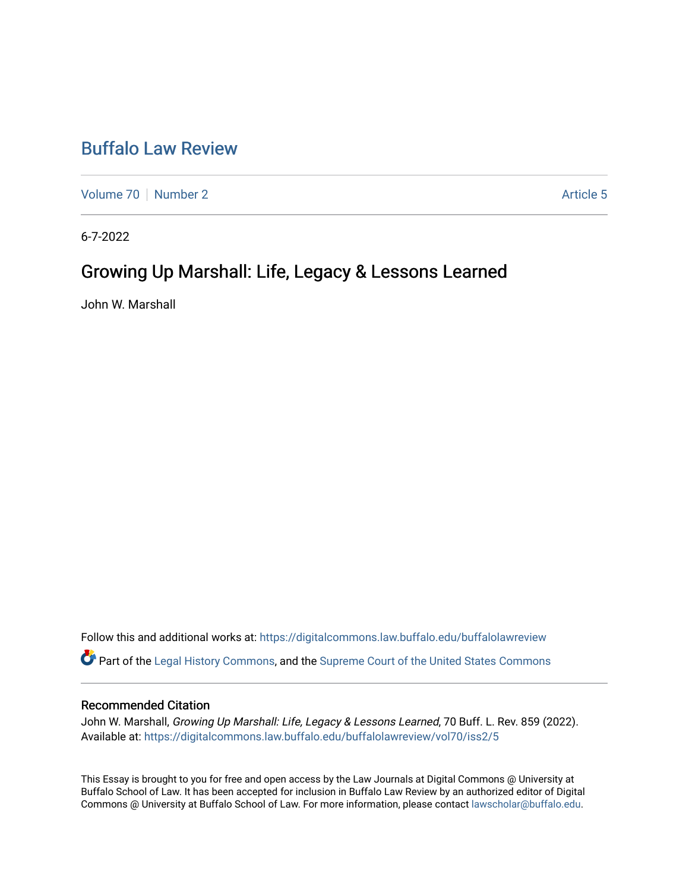# Buffalo Law Review

Volume 70 | Number 2 | Article 5

6-7-2022

## Growing Up Marshall: Life, Legacy & Lessons Learned

John W. Marshall

Follow this and additional works at: https://digitalcommons.law.buffalo.edu/buffalolawreview

Part of the Legal History Commons, and the Supreme Court of the United States Commons

### Recommended Citation

John W. Marshall, *Growing Up Marshall: Life, Legacy & Lessons Learned*, 70 Buff. L. Rev. 859 (2022).
Available at: https://digitalcommons.law.buffalo.edu/buffalolawreview/vol70/iss2/5

This Essay is brought to you for free and open access by the Law Journals at Digital Commons @ University at Buffalo School of Law. It has been accepted for inclusion in Buffalo Law Review by an authorized editor of Digital Commons @ University at Buffalo School of Law. For more information, please contact lawscholar@buffalo.edu.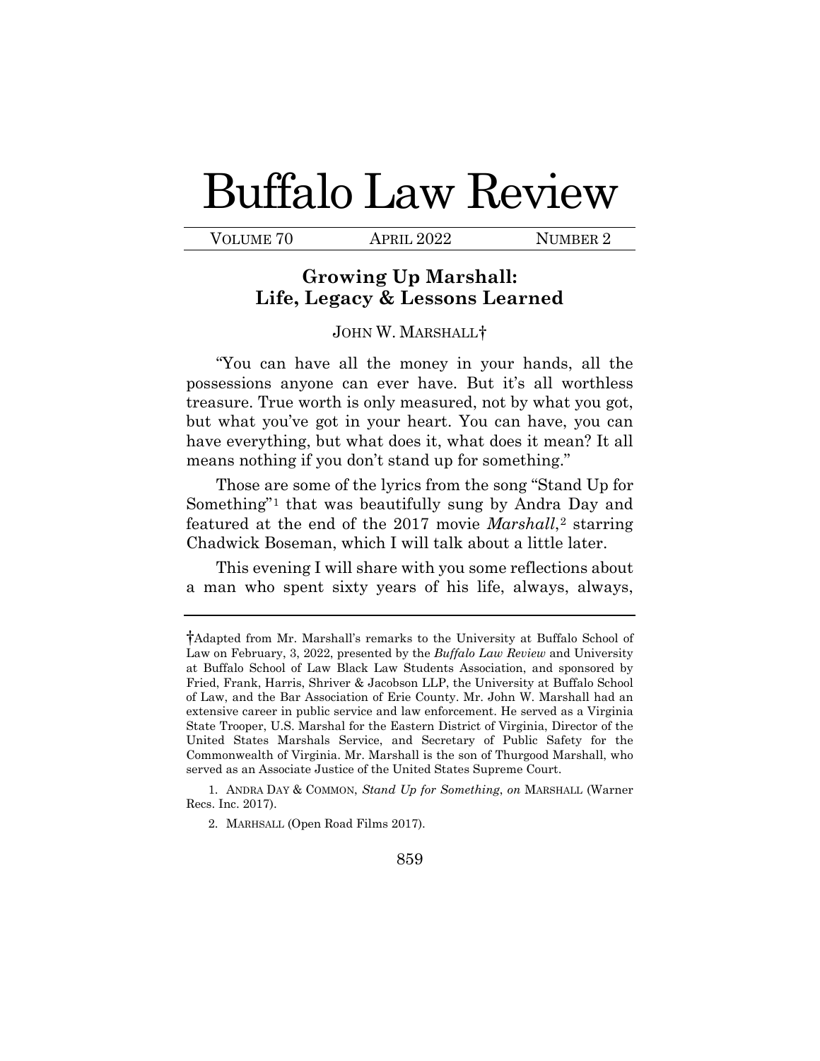# Buffalo Law Review

VOLUME 70 APRIL 2022 NUMBER 2

## Growing Up Marshall: Life, Legacy & Lessons Learned

JOHN W. MARSHALL†

"You can have all the money in your hands, all the possessions anyone can ever have. But it's all worthless treasure. True worth is only measured, not by what you got, but what you've got in your heart. You can have, you can have everything, but what does it, what does it mean? It all means nothing if you don't stand up for something."

Those are some of the lyrics from the song "Stand Up for Something"[1] that was beautifully sung by Andra Day and featured at the end of the 2017 movie *Marshall*,[2] starring Chadwick Boseman, which I will talk about a little later.

This evening I will share with you some reflections about a man who spent sixty years of his life, always, always,

---

†Adapted from Mr. Marshall's remarks to the University at Buffalo School of Law on February, 3, 2022, presented by the *Buffalo Law Review* and University at Buffalo School of Law Black Law Students Association, and sponsored by Fried, Frank, Harris, Shriver & Jacobson LLP, the University at Buffalo School of Law, and the Bar Association of Erie County. Mr. John W. Marshall had an extensive career in public service and law enforcement. He served as a Virginia State Trooper, U.S. Marshal for the Eastern District of Virginia, Director of the United States Marshals Service, and Secretary of Public Safety for the Commonwealth of Virginia. Mr. Marshall is the son of Thurgood Marshall, who served as an Associate Justice of the United States Supreme Court.

1. ANDRA DAY & COMMON, *Stand Up for Something*, *on* MARSHALL (Warner Recs. Inc. 2017).

2. MARHSALL (Open Road Films 2017).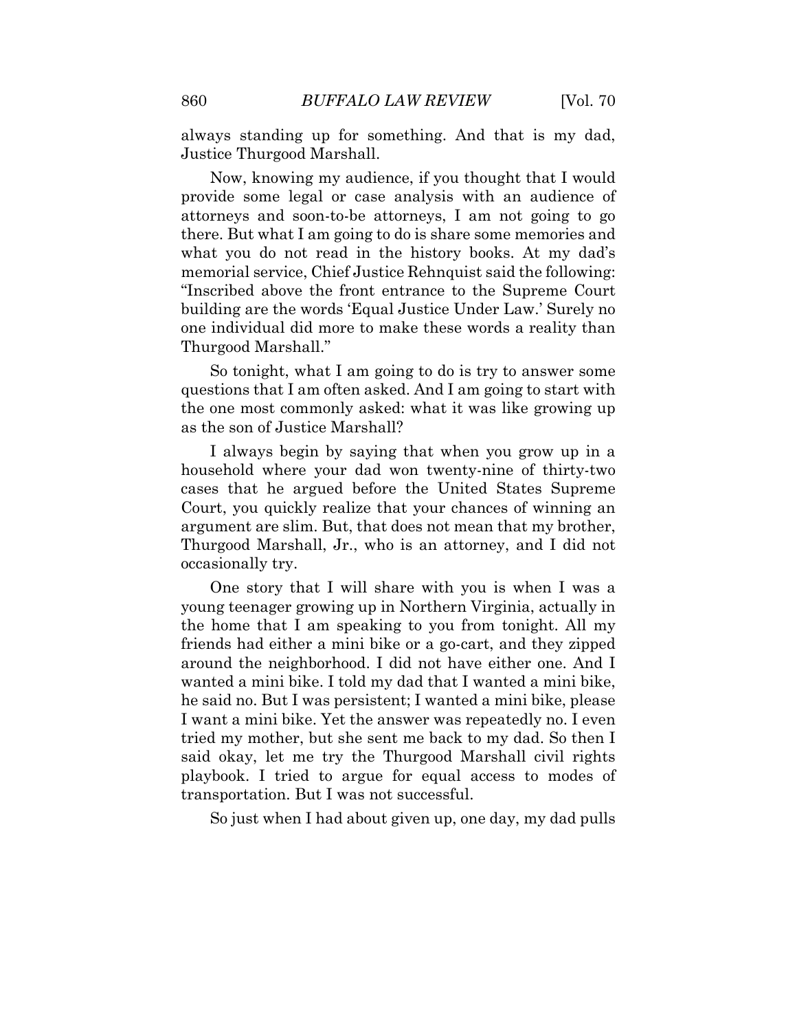always standing up for something. And that is my dad, Justice Thurgood Marshall.

Now, knowing my audience, if you thought that I would provide some legal or case analysis with an audience of attorneys and soon-to-be attorneys, I am not going to go there. But what I am going to do is share some memories and what you do not read in the history books. At my dad's memorial service, Chief Justice Rehnquist said the following: "Inscribed above the front entrance to the Supreme Court building are the words 'Equal Justice Under Law.' Surely no one individual did more to make these words a reality than Thurgood Marshall."

So tonight, what I am going to do is try to answer some questions that I am often asked. And I am going to start with the one most commonly asked: what it was like growing up as the son of Justice Marshall?

I always begin by saying that when you grow up in a household where your dad won twenty-nine of thirty-two cases that he argued before the United States Supreme Court, you quickly realize that your chances of winning an argument are slim. But, that does not mean that my brother, Thurgood Marshall, Jr., who is an attorney, and I did not occasionally try.

One story that I will share with you is when I was a young teenager growing up in Northern Virginia, actually in the home that I am speaking to you from tonight. All my friends had either a mini bike or a go-cart, and they zipped around the neighborhood. I did not have either one. And I wanted a mini bike. I told my dad that I wanted a mini bike, he said no. But I was persistent; I wanted a mini bike, please I want a mini bike. Yet the answer was repeatedly no. I even tried my mother, but she sent me back to my dad. So then I said okay, let me try the Thurgood Marshall civil rights playbook. I tried to argue for equal access to modes of transportation. But I was not successful.

So just when I had about given up, one day, my dad pulls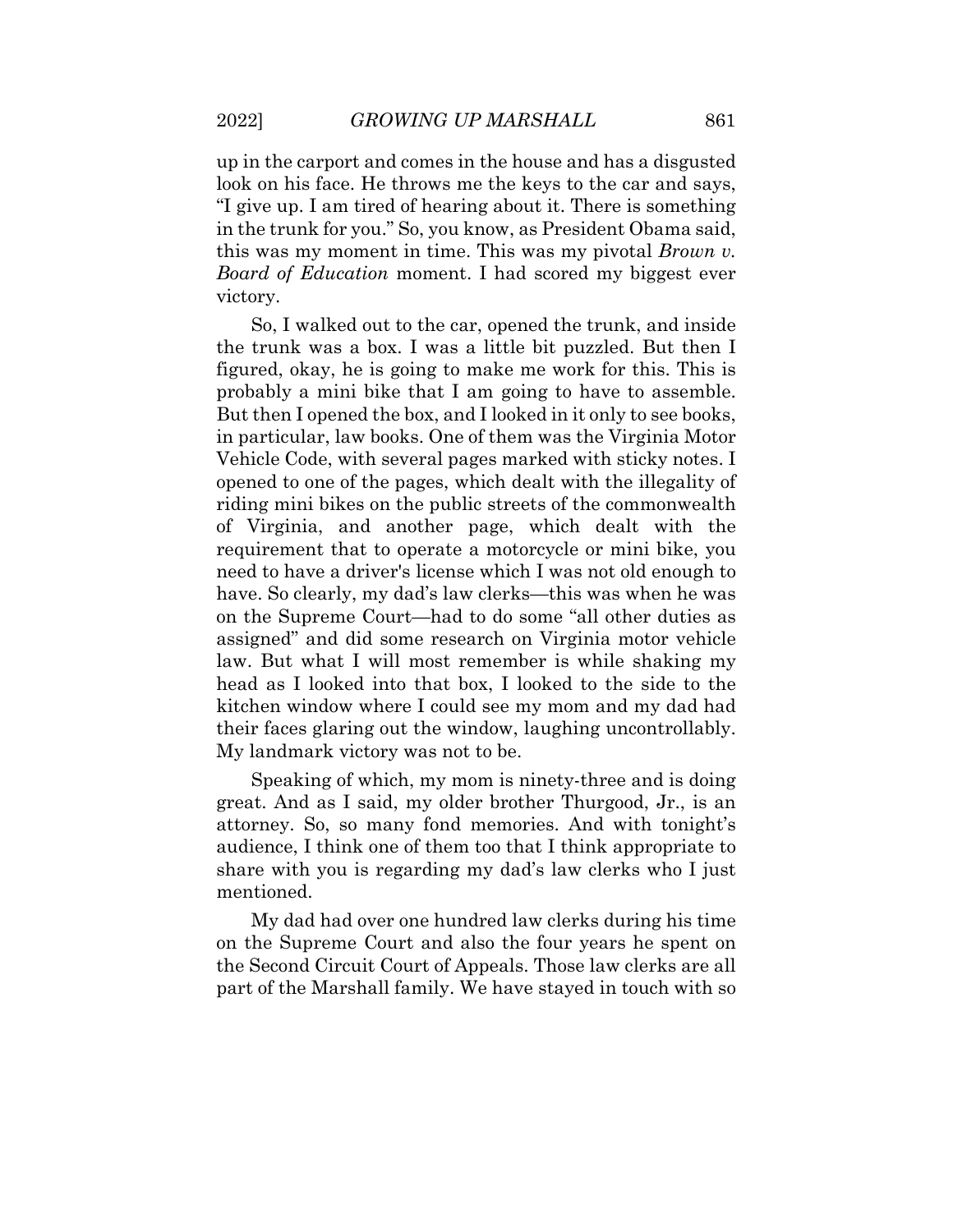up in the carport and comes in the house and has a disgusted look on his face. He throws me the keys to the car and says, "I give up. I am tired of hearing about it. There is something in the trunk for you." So, you know, as President Obama said, this was my moment in time. This was my pivotal *Brown v. Board of Education* moment. I had scored my biggest ever victory.

So, I walked out to the car, opened the trunk, and inside the trunk was a box. I was a little bit puzzled. But then I figured, okay, he is going to make me work for this. This is probably a mini bike that I am going to have to assemble. But then I opened the box, and I looked in it only to see books, in particular, law books. One of them was the Virginia Motor Vehicle Code, with several pages marked with sticky notes. I opened to one of the pages, which dealt with the illegality of riding mini bikes on the public streets of the commonwealth of Virginia, and another page, which dealt with the requirement that to operate a motorcycle or mini bike, you need to have a driver's license which I was not old enough to have. So clearly, my dad's law clerks—this was when he was on the Supreme Court—had to do some "all other duties as assigned" and did some research on Virginia motor vehicle law. But what I will most remember is while shaking my head as I looked into that box, I looked to the side to the kitchen window where I could see my mom and my dad had their faces glaring out the window, laughing uncontrollably. My landmark victory was not to be.

Speaking of which, my mom is ninety-three and is doing great. And as I said, my older brother Thurgood, Jr., is an attorney. So, so many fond memories. And with tonight's audience, I think one of them too that I think appropriate to share with you is regarding my dad's law clerks who I just mentioned.

My dad had over one hundred law clerks during his time on the Supreme Court and also the four years he spent on the Second Circuit Court of Appeals. Those law clerks are all part of the Marshall family. We have stayed in touch with so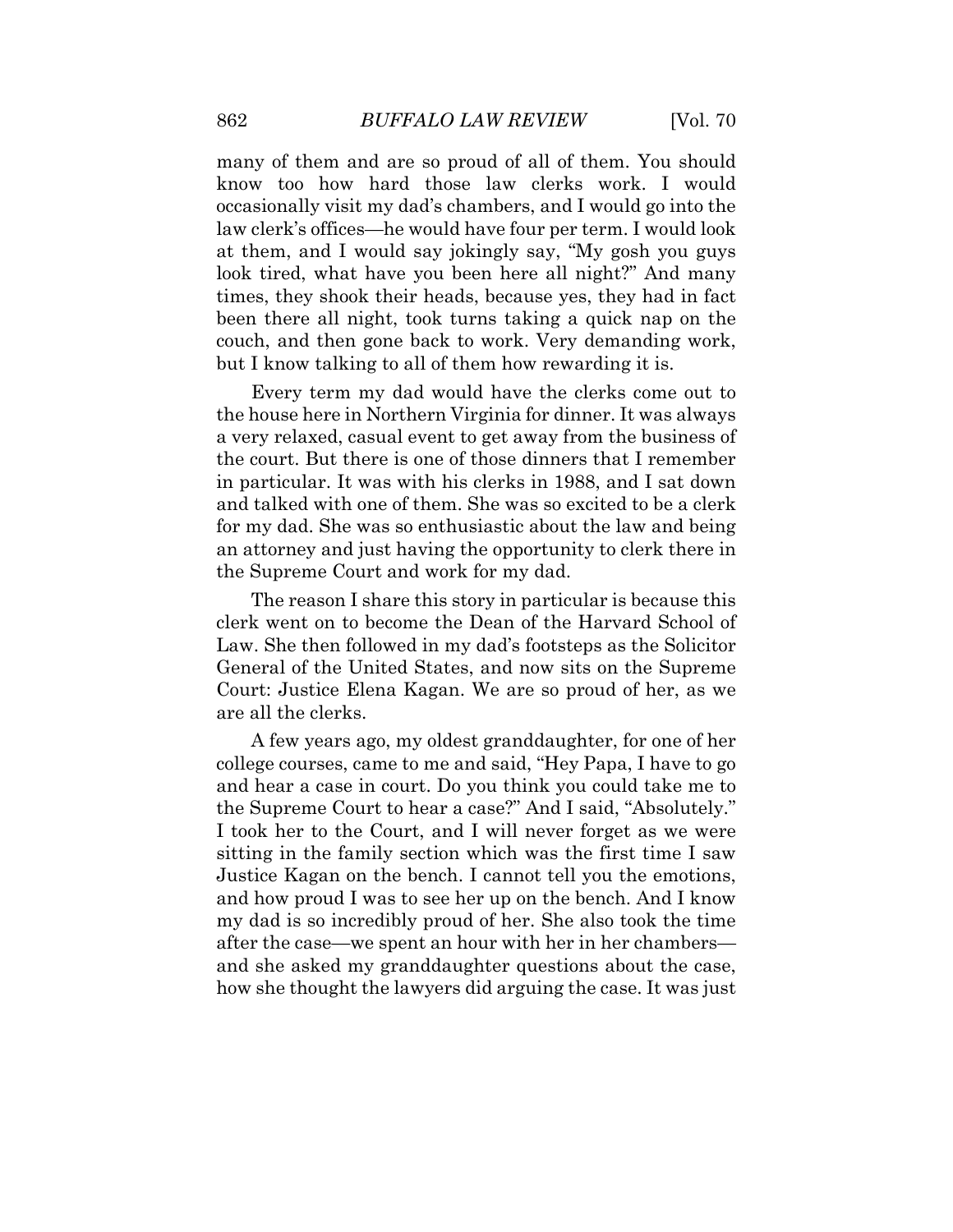many of them and are so proud of all of them. You should know too how hard those law clerks work. I would occasionally visit my dad's chambers, and I would go into the law clerk's offices—he would have four per term. I would look at them, and I would say jokingly say, "My gosh you guys look tired, what have you been here all night?" And many times, they shook their heads, because yes, they had in fact been there all night, took turns taking a quick nap on the couch, and then gone back to work. Very demanding work, but I know talking to all of them how rewarding it is.

Every term my dad would have the clerks come out to the house here in Northern Virginia for dinner. It was always a very relaxed, casual event to get away from the business of the court. But there is one of those dinners that I remember in particular. It was with his clerks in 1988, and I sat down and talked with one of them. She was so excited to be a clerk for my dad. She was so enthusiastic about the law and being an attorney and just having the opportunity to clerk there in the Supreme Court and work for my dad.

The reason I share this story in particular is because this clerk went on to become the Dean of the Harvard School of Law. She then followed in my dad's footsteps as the Solicitor General of the United States, and now sits on the Supreme Court: Justice Elena Kagan. We are so proud of her, as we are all the clerks.

A few years ago, my oldest granddaughter, for one of her college courses, came to me and said, "Hey Papa, I have to go and hear a case in court. Do you think you could take me to the Supreme Court to hear a case?" And I said, "Absolutely." I took her to the Court, and I will never forget as we were sitting in the family section which was the first time I saw Justice Kagan on the bench. I cannot tell you the emotions, and how proud I was to see her up on the bench. And I know my dad is so incredibly proud of her. She also took the time after the case—we spent an hour with her in her chambers—and she asked my granddaughter questions about the case, how she thought the lawyers did arguing the case. It was just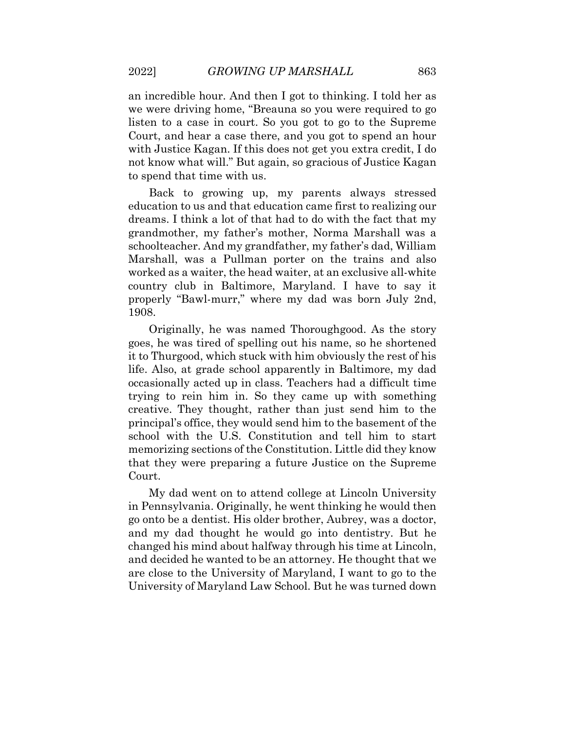an incredible hour. And then I got to thinking. I told her as we were driving home, "Breauna so you were required to go listen to a case in court. So you got to go to the Supreme Court, and hear a case there, and you got to spend an hour with Justice Kagan. If this does not get you extra credit, I do not know what will." But again, so gracious of Justice Kagan to spend that time with us.

Back to growing up, my parents always stressed education to us and that education came first to realizing our dreams. I think a lot of that had to do with the fact that my grandmother, my father's mother, Norma Marshall was a schoolteacher. And my grandfather, my father's dad, William Marshall, was a Pullman porter on the trains and also worked as a waiter, the head waiter, at an exclusive all-white country club in Baltimore, Maryland. I have to say it properly "Bawl-murr," where my dad was born July 2nd, 1908.

Originally, he was named Thoroughgood. As the story goes, he was tired of spelling out his name, so he shortened it to Thurgood, which stuck with him obviously the rest of his life. Also, at grade school apparently in Baltimore, my dad occasionally acted up in class. Teachers had a difficult time trying to rein him in. So they came up with something creative. They thought, rather than just send him to the principal's office, they would send him to the basement of the school with the U.S. Constitution and tell him to start memorizing sections of the Constitution. Little did they know that they were preparing a future Justice on the Supreme Court.

My dad went on to attend college at Lincoln University in Pennsylvania. Originally, he went thinking he would then go onto be a dentist. His older brother, Aubrey, was a doctor, and my dad thought he would go into dentistry. But he changed his mind about halfway through his time at Lincoln, and decided he wanted to be an attorney. He thought that we are close to the University of Maryland, I want to go to the University of Maryland Law School. But he was turned down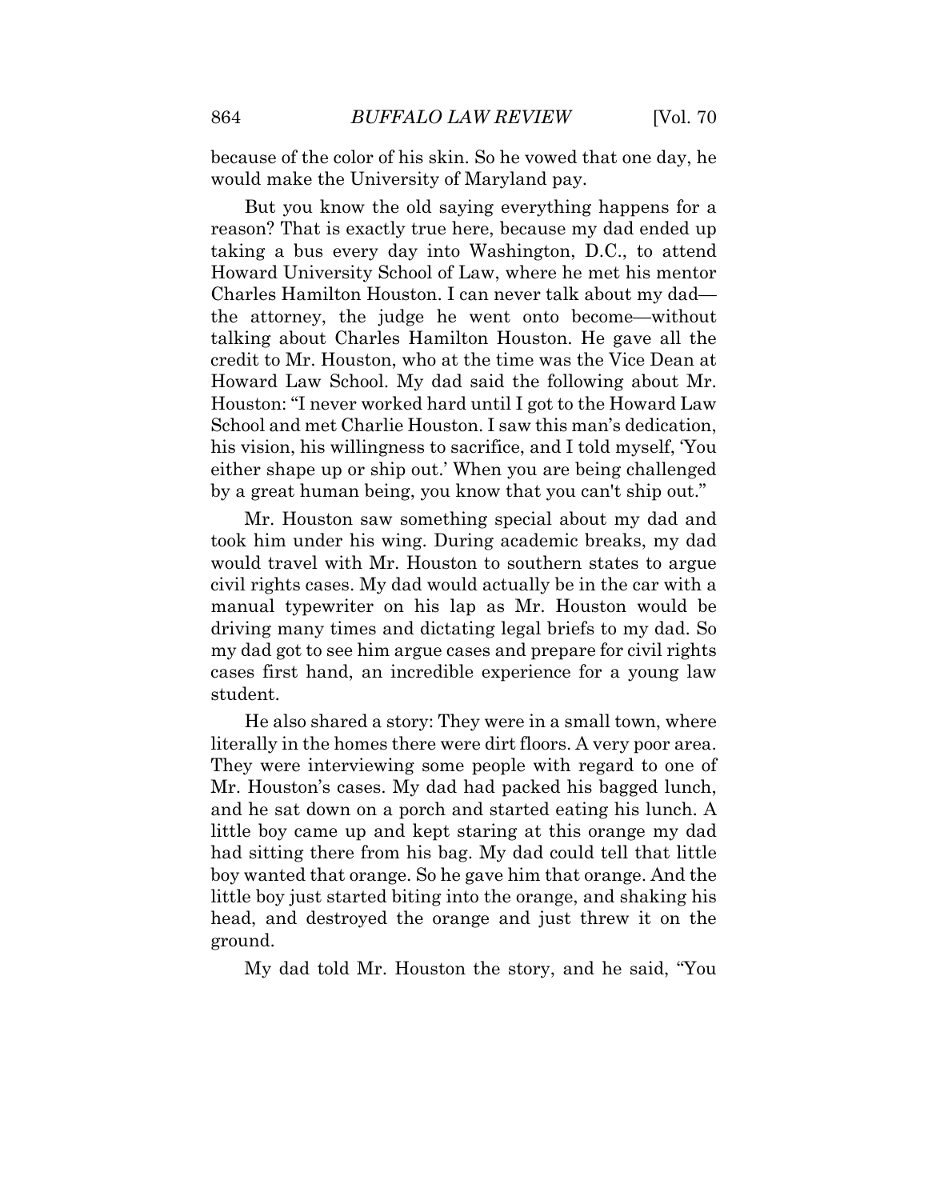because of the color of his skin. So he vowed that one day, he would make the University of Maryland pay.

But you know the old saying everything happens for a reason? That is exactly true here, because my dad ended up taking a bus every day into Washington, D.C., to attend Howard University School of Law, where he met his mentor Charles Hamilton Houston. I can never talk about my dad—the attorney, the judge he went onto become—without talking about Charles Hamilton Houston. He gave all the credit to Mr. Houston, who at the time was the Vice Dean at Howard Law School. My dad said the following about Mr. Houston: "I never worked hard until I got to the Howard Law School and met Charlie Houston. I saw this man's dedication, his vision, his willingness to sacrifice, and I told myself, 'You either shape up or ship out.' When you are being challenged by a great human being, you know that you can't ship out."

Mr. Houston saw something special about my dad and took him under his wing. During academic breaks, my dad would travel with Mr. Houston to southern states to argue civil rights cases. My dad would actually be in the car with a manual typewriter on his lap as Mr. Houston would be driving many times and dictating legal briefs to my dad. So my dad got to see him argue cases and prepare for civil rights cases first hand, an incredible experience for a young law student.

He also shared a story: They were in a small town, where literally in the homes there were dirt floors. A very poor area. They were interviewing some people with regard to one of Mr. Houston's cases. My dad had packed his bagged lunch, and he sat down on a porch and started eating his lunch. A little boy came up and kept staring at this orange my dad had sitting there from his bag. My dad could tell that little boy wanted that orange. So he gave him that orange. And the little boy just started biting into the orange, and shaking his head, and destroyed the orange and just threw it on the ground.

My dad told Mr. Houston the story, and he said, "You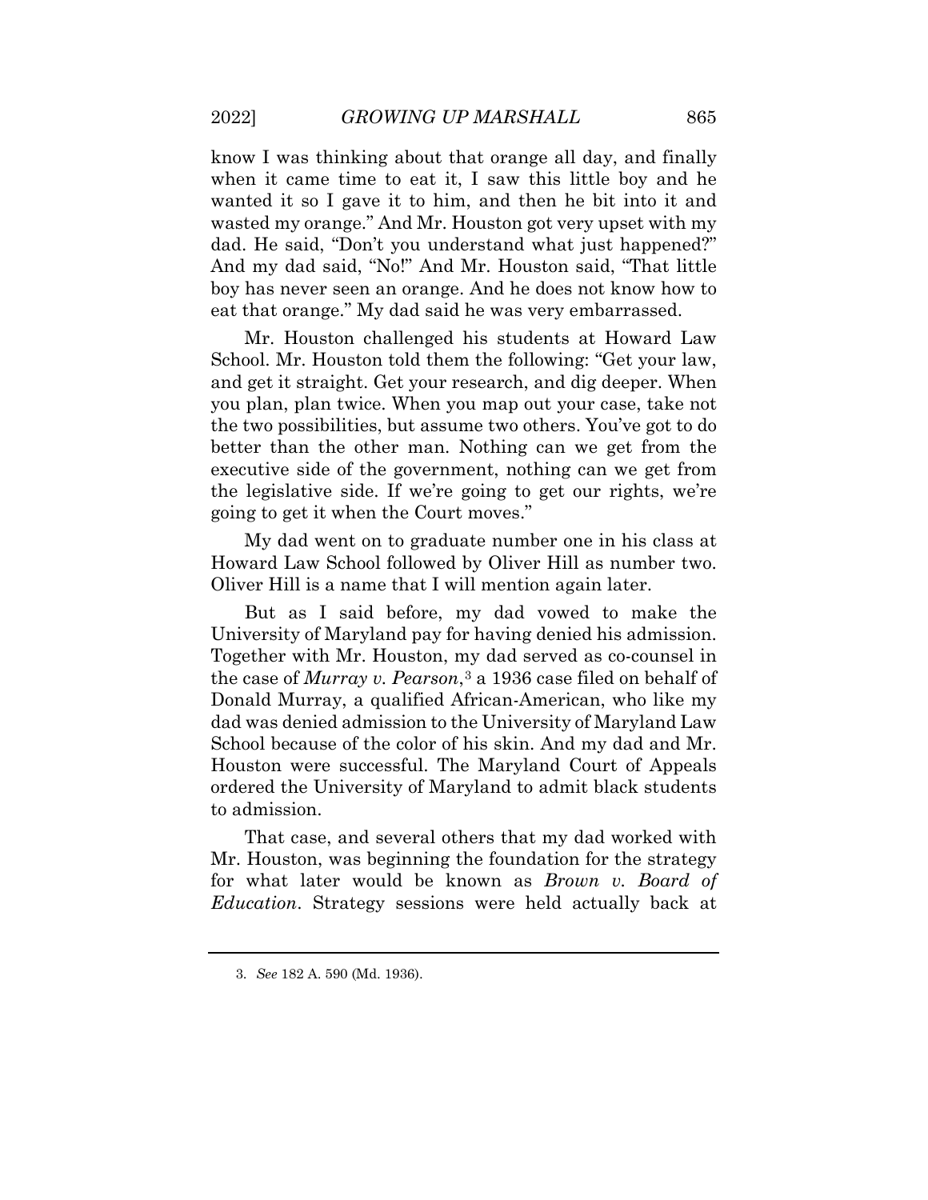know I was thinking about that orange all day, and finally when it came time to eat it, I saw this little boy and he wanted it so I gave it to him, and then he bit into it and wasted my orange." And Mr. Houston got very upset with my dad. He said, "Don't you understand what just happened?" And my dad said, "No!" And Mr. Houston said, "That little boy has never seen an orange. And he does not know how to eat that orange." My dad said he was very embarrassed.

Mr. Houston challenged his students at Howard Law School. Mr. Houston told them the following: "Get your law, and get it straight. Get your research, and dig deeper. When you plan, plan twice. When you map out your case, take not the two possibilities, but assume two others. You've got to do better than the other man. Nothing can we get from the executive side of the government, nothing can we get from the legislative side. If we're going to get our rights, we're going to get it when the Court moves."

My dad went on to graduate number one in his class at Howard Law School followed by Oliver Hill as number two. Oliver Hill is a name that I will mention again later.

But as I said before, my dad vowed to make the University of Maryland pay for having denied his admission. Together with Mr. Houston, my dad served as co-counsel in the case of *Murray v. Pearson*,[3] a 1936 case filed on behalf of Donald Murray, a qualified African-American, who like my dad was denied admission to the University of Maryland Law School because of the color of his skin. And my dad and Mr. Houston were successful. The Maryland Court of Appeals ordered the University of Maryland to admit black students to admission.

That case, and several others that my dad worked with Mr. Houston, was beginning the foundation for the strategy for what later would be known as *Brown v. Board of Education*. Strategy sessions were held actually back at

---

3. *See* 182 A. 590 (Md. 1936).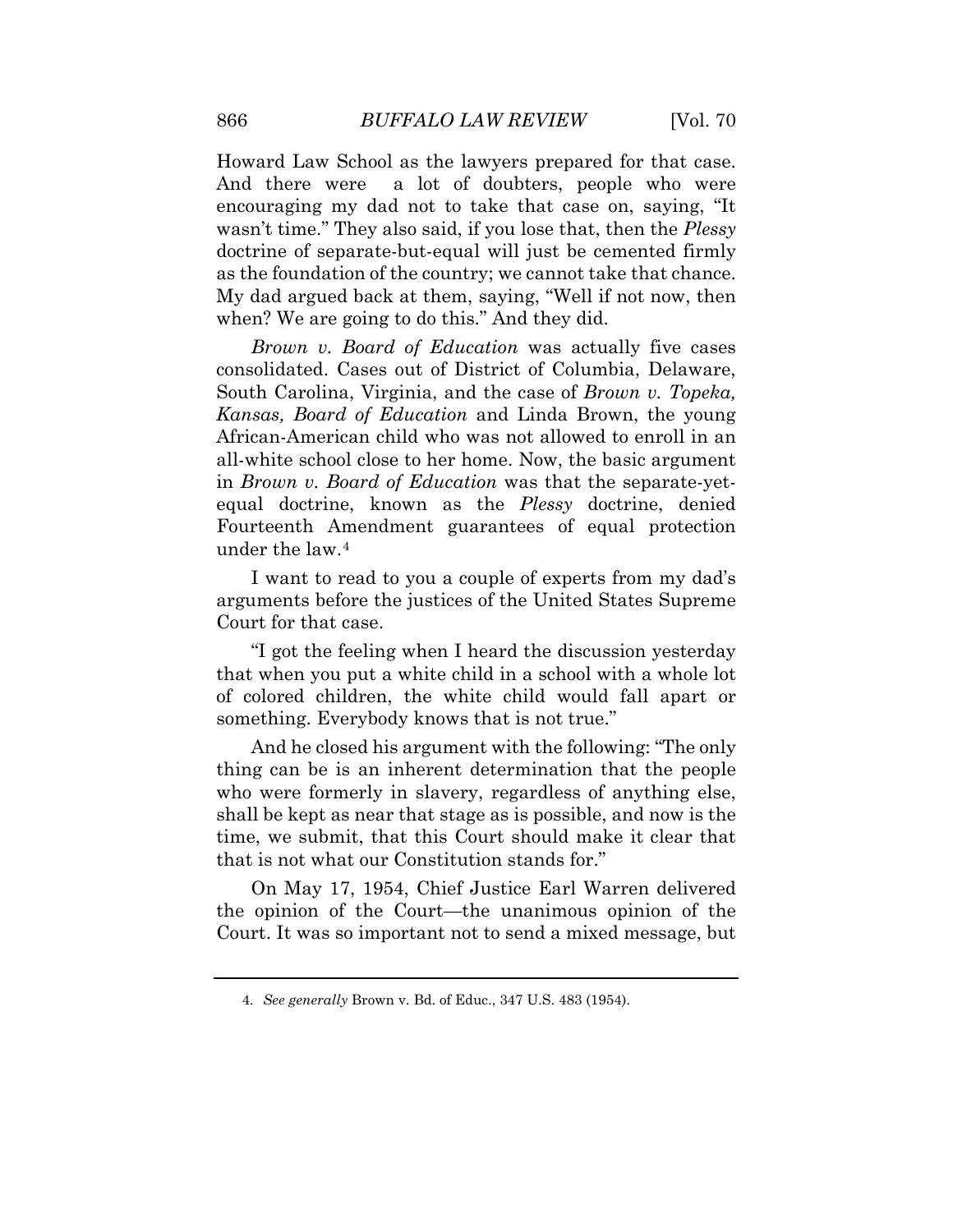Howard Law School as the lawyers prepared for that case. And there were a lot of doubters, people who were encouraging my dad not to take that case on, saying, "It wasn't time." They also said, if you lose that, then the *Plessy* doctrine of separate-but-equal will just be cemented firmly as the foundation of the country; we cannot take that chance. My dad argued back at them, saying, "Well if not now, then when? We are going to do this." And they did.

*Brown v. Board of Education* was actually five cases consolidated. Cases out of District of Columbia, Delaware, South Carolina, Virginia, and the case of *Brown v. Topeka, Kansas, Board of Education* and Linda Brown, the young African-American child who was not allowed to enroll in an all-white school close to her home. Now, the basic argument in *Brown v. Board of Education* was that the separate-yet-equal doctrine, known as the *Plessy* doctrine, denied Fourteenth Amendment guarantees of equal protection under the law.[4]

I want to read to you a couple of experts from my dad's arguments before the justices of the United States Supreme Court for that case.

"I got the feeling when I heard the discussion yesterday that when you put a white child in a school with a whole lot of colored children, the white child would fall apart or something. Everybody knows that is not true."

And he closed his argument with the following: "The only thing can be is an inherent determination that the people who were formerly in slavery, regardless of anything else, shall be kept as near that stage as is possible, and now is the time, we submit, that this Court should make it clear that that is not what our Constitution stands for."

On May 17, 1954, Chief Justice Earl Warren delivered the opinion of the Court—the unanimous opinion of the Court. It was so important not to send a mixed message, but

---

4. *See generally* Brown v. Bd. of Educ., 347 U.S. 483 (1954).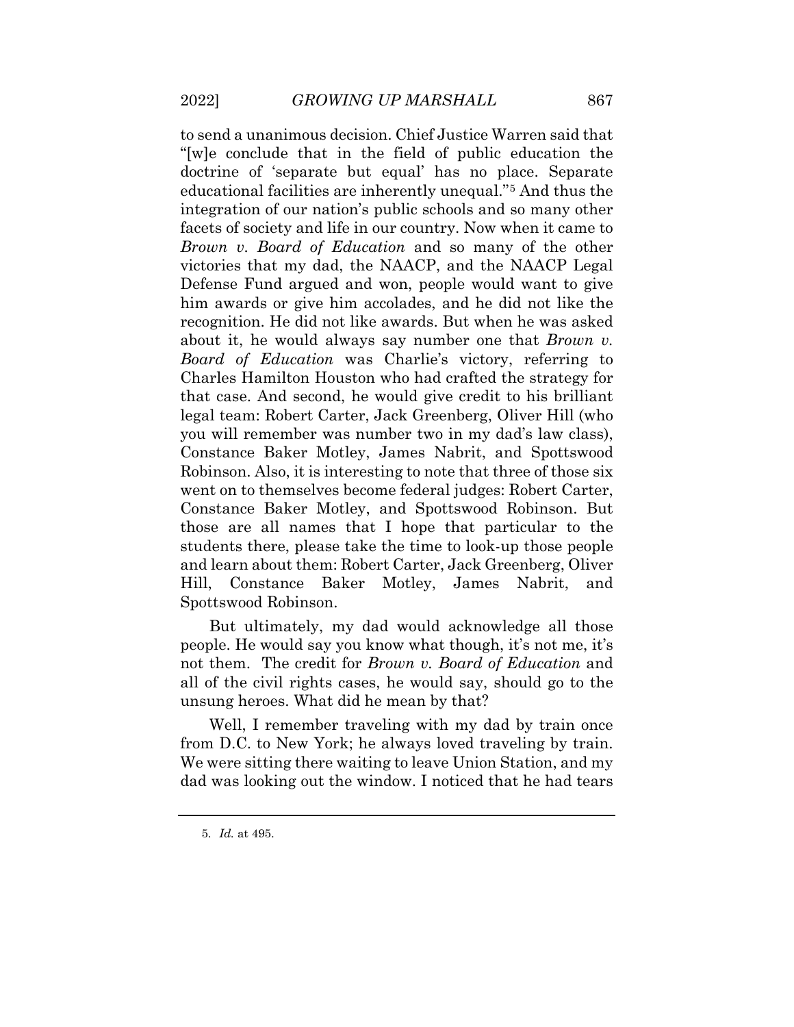to send a unanimous decision. Chief Justice Warren said that "[w]e conclude that in the field of public education the doctrine of 'separate but equal' has no place. Separate educational facilities are inherently unequal."[5] And thus the integration of our nation's public schools and so many other facets of society and life in our country. Now when it came to *Brown v. Board of Education* and so many of the other victories that my dad, the NAACP, and the NAACP Legal Defense Fund argued and won, people would want to give him awards or give him accolades, and he did not like the recognition. He did not like awards. But when he was asked about it, he would always say number one that *Brown v. Board of Education* was Charlie's victory, referring to Charles Hamilton Houston who had crafted the strategy for that case. And second, he would give credit to his brilliant legal team: Robert Carter, Jack Greenberg, Oliver Hill (who you will remember was number two in my dad's law class), Constance Baker Motley, James Nabrit, and Spottswood Robinson. Also, it is interesting to note that three of those six went on to themselves become federal judges: Robert Carter, Constance Baker Motley, and Spottswood Robinson. But those are all names that I hope that particular to the students there, please take the time to look-up those people and learn about them: Robert Carter, Jack Greenberg, Oliver Hill, Constance Baker Motley, James Nabrit, and Spottswood Robinson.

But ultimately, my dad would acknowledge all those people. He would say you know what though, it's not me, it's not them. The credit for *Brown v. Board of Education* and all of the civil rights cases, he would say, should go to the unsung heroes. What did he mean by that?

Well, I remember traveling with my dad by train once from D.C. to New York; he always loved traveling by train. We were sitting there waiting to leave Union Station, and my dad was looking out the window. I noticed that he had tears

---

5. *Id.* at 495.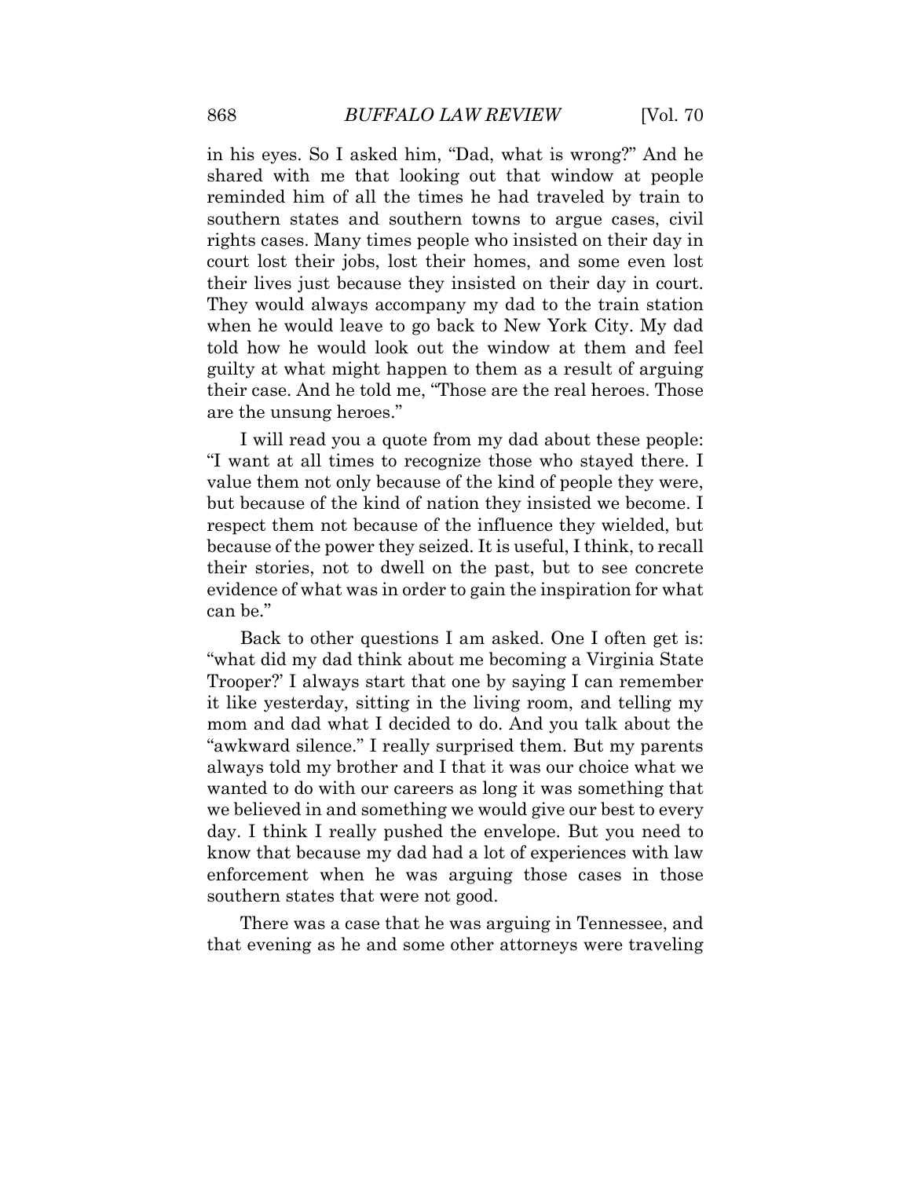in his eyes. So I asked him, "Dad, what is wrong?" And he shared with me that looking out that window at people reminded him of all the times he had traveled by train to southern states and southern towns to argue cases, civil rights cases. Many times people who insisted on their day in court lost their jobs, lost their homes, and some even lost their lives just because they insisted on their day in court. They would always accompany my dad to the train station when he would leave to go back to New York City. My dad told how he would look out the window at them and feel guilty at what might happen to them as a result of arguing their case. And he told me, "Those are the real heroes. Those are the unsung heroes."

I will read you a quote from my dad about these people: "I want at all times to recognize those who stayed there. I value them not only because of the kind of people they were, but because of the kind of nation they insisted we become. I respect them not because of the influence they wielded, but because of the power they seized. It is useful, I think, to recall their stories, not to dwell on the past, but to see concrete evidence of what was in order to gain the inspiration for what can be."

Back to other questions I am asked. One I often get is: "what did my dad think about me becoming a Virginia State Trooper?' I always start that one by saying I can remember it like yesterday, sitting in the living room, and telling my mom and dad what I decided to do. And you talk about the "awkward silence." I really surprised them. But my parents always told my brother and I that it was our choice what we wanted to do with our careers as long it was something that we believed in and something we would give our best to every day. I think I really pushed the envelope. But you need to know that because my dad had a lot of experiences with law enforcement when he was arguing those cases in those southern states that were not good.

There was a case that he was arguing in Tennessee, and that evening as he and some other attorneys were traveling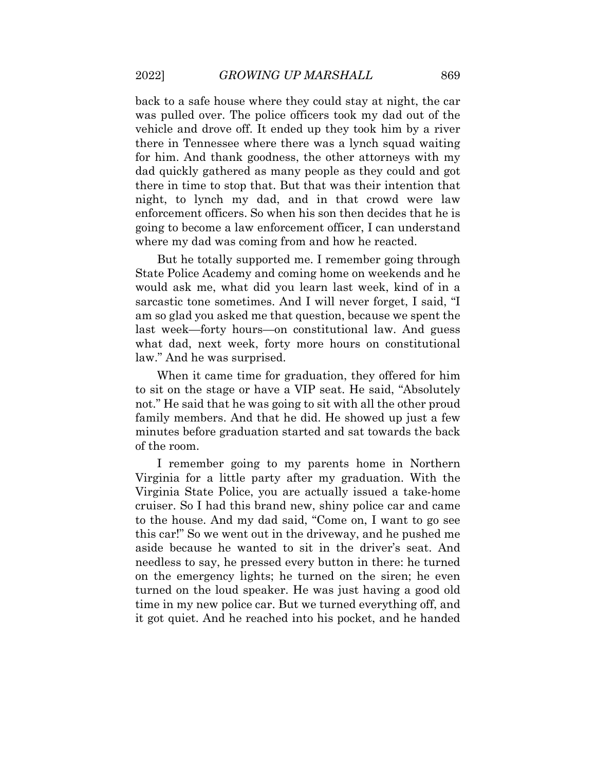back to a safe house where they could stay at night, the car was pulled over. The police officers took my dad out of the vehicle and drove off. It ended up they took him by a river there in Tennessee where there was a lynch squad waiting for him. And thank goodness, the other attorneys with my dad quickly gathered as many people as they could and got there in time to stop that. But that was their intention that night, to lynch my dad, and in that crowd were law enforcement officers. So when his son then decides that he is going to become a law enforcement officer, I can understand where my dad was coming from and how he reacted.

But he totally supported me. I remember going through State Police Academy and coming home on weekends and he would ask me, what did you learn last week, kind of in a sarcastic tone sometimes. And I will never forget, I said, "I am so glad you asked me that question, because we spent the last week—forty hours—on constitutional law. And guess what dad, next week, forty more hours on constitutional law." And he was surprised.

When it came time for graduation, they offered for him to sit on the stage or have a VIP seat. He said, "Absolutely not." He said that he was going to sit with all the other proud family members. And that he did. He showed up just a few minutes before graduation started and sat towards the back of the room.

I remember going to my parents home in Northern Virginia for a little party after my graduation. With the Virginia State Police, you are actually issued a take-home cruiser. So I had this brand new, shiny police car and came to the house. And my dad said, "Come on, I want to go see this car!" So we went out in the driveway, and he pushed me aside because he wanted to sit in the driver's seat. And needless to say, he pressed every button in there: he turned on the emergency lights; he turned on the siren; he even turned on the loud speaker. He was just having a good old time in my new police car. But we turned everything off, and it got quiet. And he reached into his pocket, and he handed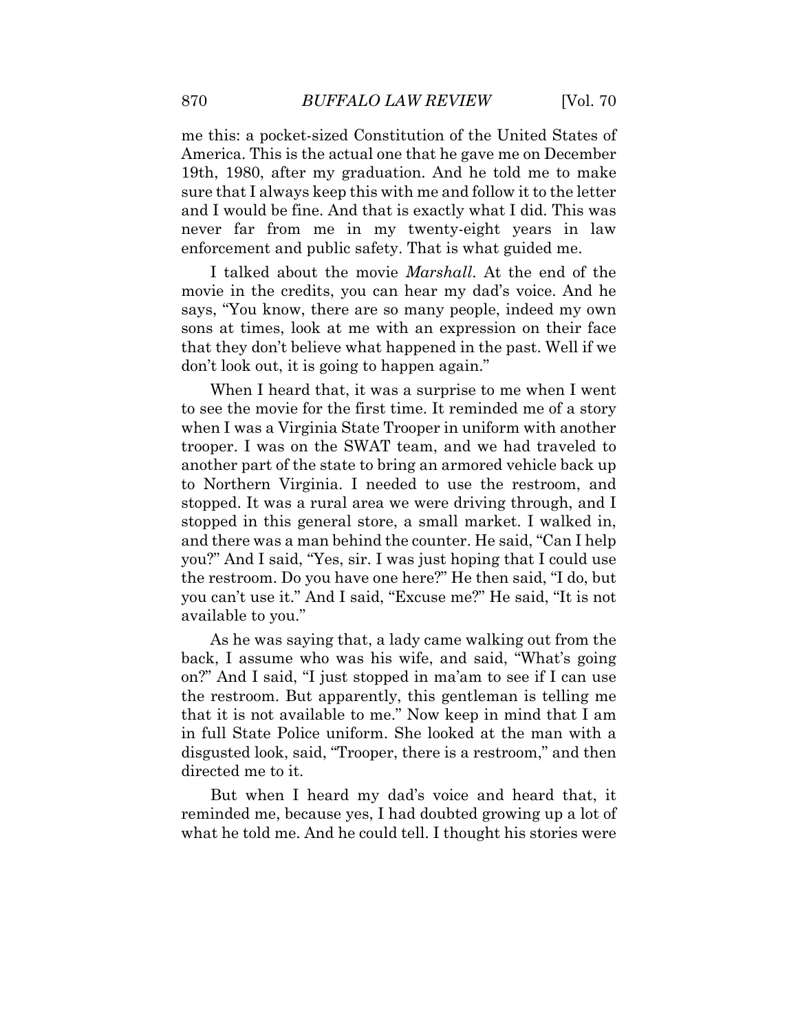me this: a pocket-sized Constitution of the United States of America. This is the actual one that he gave me on December 19th, 1980, after my graduation. And he told me to make sure that I always keep this with me and follow it to the letter and I would be fine. And that is exactly what I did. This was never far from me in my twenty-eight years in law enforcement and public safety. That is what guided me.

I talked about the movie *Marshall*. At the end of the movie in the credits, you can hear my dad's voice. And he says, "You know, there are so many people, indeed my own sons at times, look at me with an expression on their face that they don't believe what happened in the past. Well if we don't look out, it is going to happen again."

When I heard that, it was a surprise to me when I went to see the movie for the first time. It reminded me of a story when I was a Virginia State Trooper in uniform with another trooper. I was on the SWAT team, and we had traveled to another part of the state to bring an armored vehicle back up to Northern Virginia. I needed to use the restroom, and stopped. It was a rural area we were driving through, and I stopped in this general store, a small market. I walked in, and there was a man behind the counter. He said, "Can I help you?" And I said, "Yes, sir. I was just hoping that I could use the restroom. Do you have one here?" He then said, "I do, but you can't use it." And I said, "Excuse me?" He said, "It is not available to you."

As he was saying that, a lady came walking out from the back, I assume who was his wife, and said, "What's going on?" And I said, "I just stopped in ma'am to see if I can use the restroom. But apparently, this gentleman is telling me that it is not available to me." Now keep in mind that I am in full State Police uniform. She looked at the man with a disgusted look, said, "Trooper, there is a restroom," and then directed me to it.

But when I heard my dad's voice and heard that, it reminded me, because yes, I had doubted growing up a lot of what he told me. And he could tell. I thought his stories were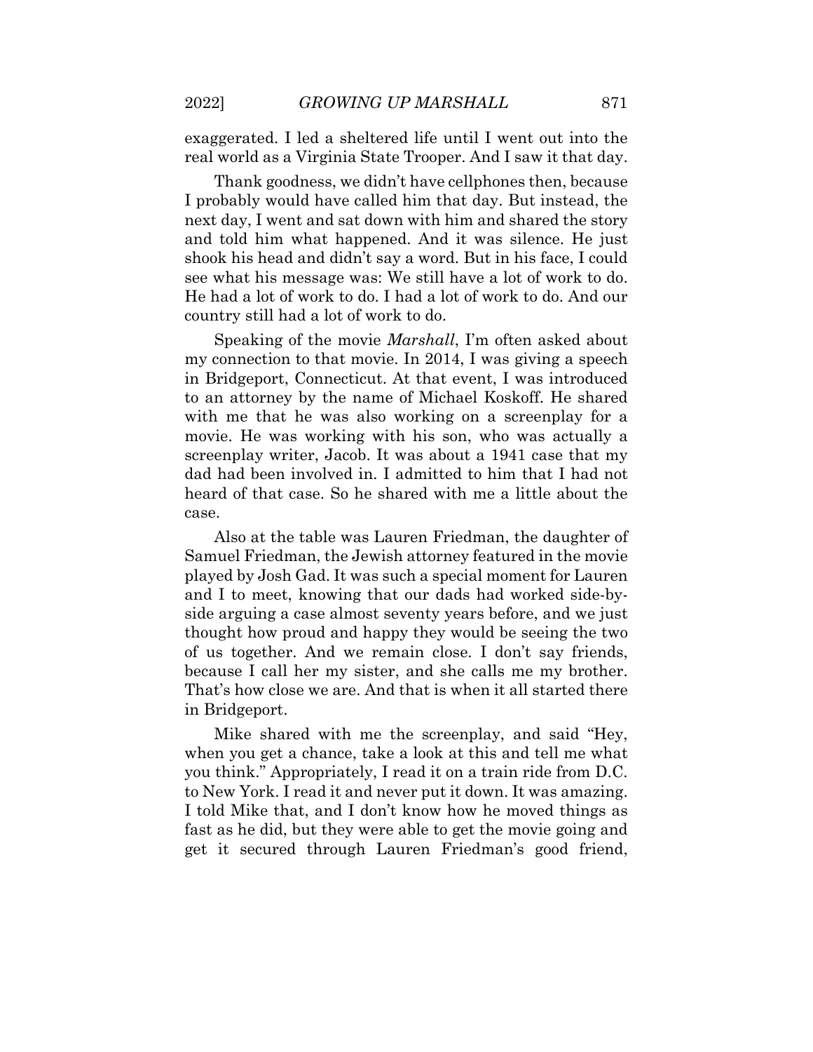exaggerated. I led a sheltered life until I went out into the real world as a Virginia State Trooper. And I saw it that day.

Thank goodness, we didn't have cellphones then, because I probably would have called him that day. But instead, the next day, I went and sat down with him and shared the story and told him what happened. And it was silence. He just shook his head and didn't say a word. But in his face, I could see what his message was: We still have a lot of work to do. He had a lot of work to do. I had a lot of work to do. And our country still had a lot of work to do.

Speaking of the movie *Marshall*, I'm often asked about my connection to that movie. In 2014, I was giving a speech in Bridgeport, Connecticut. At that event, I was introduced to an attorney by the name of Michael Koskoff. He shared with me that he was also working on a screenplay for a movie. He was working with his son, who was actually a screenplay writer, Jacob. It was about a 1941 case that my dad had been involved in. I admitted to him that I had not heard of that case. So he shared with me a little about the case.

Also at the table was Lauren Friedman, the daughter of Samuel Friedman, the Jewish attorney featured in the movie played by Josh Gad. It was such a special moment for Lauren and I to meet, knowing that our dads had worked side-by-side arguing a case almost seventy years before, and we just thought how proud and happy they would be seeing the two of us together. And we remain close. I don't say friends, because I call her my sister, and she calls me my brother. That's how close we are. And that is when it all started there in Bridgeport.

Mike shared with me the screenplay, and said "Hey, when you get a chance, take a look at this and tell me what you think." Appropriately, I read it on a train ride from D.C. to New York. I read it and never put it down. It was amazing. I told Mike that, and I don't know how he moved things as fast as he did, but they were able to get the movie going and get it secured through Lauren Friedman's good friend,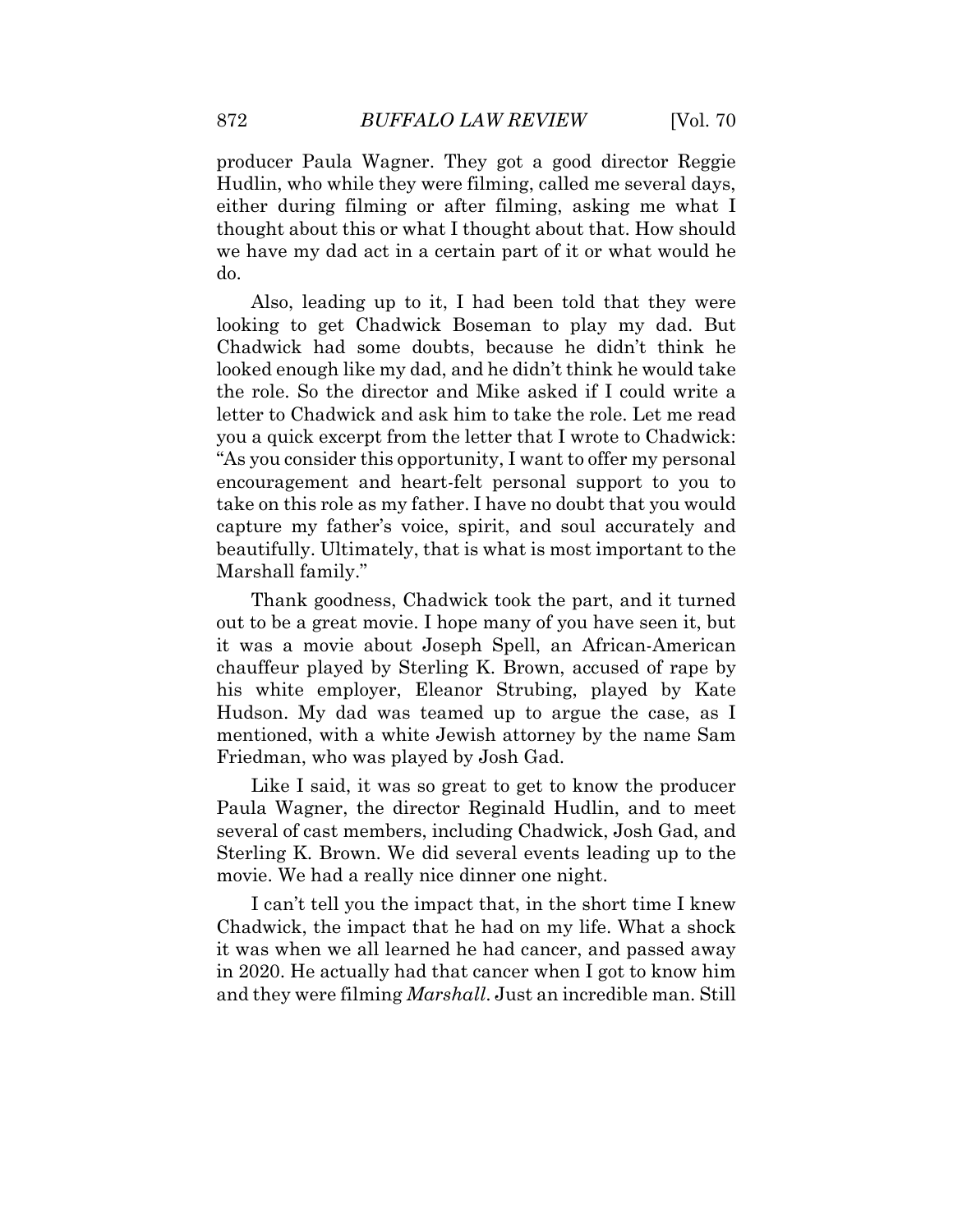producer Paula Wagner. They got a good director Reggie Hudlin, who while they were filming, called me several days, either during filming or after filming, asking me what I thought about this or what I thought about that. How should we have my dad act in a certain part of it or what would he do.

Also, leading up to it, I had been told that they were looking to get Chadwick Boseman to play my dad. But Chadwick had some doubts, because he didn't think he looked enough like my dad, and he didn't think he would take the role. So the director and Mike asked if I could write a letter to Chadwick and ask him to take the role. Let me read you a quick excerpt from the letter that I wrote to Chadwick: "As you consider this opportunity, I want to offer my personal encouragement and heart-felt personal support to you to take on this role as my father. I have no doubt that you would capture my father's voice, spirit, and soul accurately and beautifully. Ultimately, that is what is most important to the Marshall family."

Thank goodness, Chadwick took the part, and it turned out to be a great movie. I hope many of you have seen it, but it was a movie about Joseph Spell, an African-American chauffeur played by Sterling K. Brown, accused of rape by his white employer, Eleanor Strubing, played by Kate Hudson. My dad was teamed up to argue the case, as I mentioned, with a white Jewish attorney by the name Sam Friedman, who was played by Josh Gad.

Like I said, it was so great to get to know the producer Paula Wagner, the director Reginald Hudlin, and to meet several of cast members, including Chadwick, Josh Gad, and Sterling K. Brown. We did several events leading up to the movie. We had a really nice dinner one night.

I can't tell you the impact that, in the short time I knew Chadwick, the impact that he had on my life. What a shock it was when we all learned he had cancer, and passed away in 2020. He actually had that cancer when I got to know him and they were filming *Marshall*. Just an incredible man. Still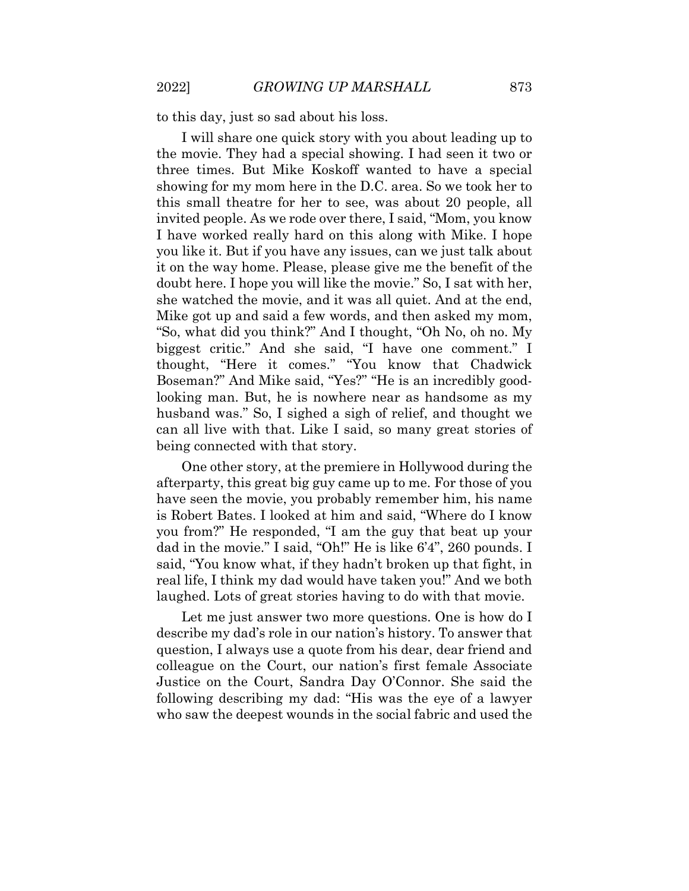to this day, just so sad about his loss.

I will share one quick story with you about leading up to the movie. They had a special showing. I had seen it two or three times. But Mike Koskoff wanted to have a special showing for my mom here in the D.C. area. So we took her to this small theatre for her to see, was about 20 people, all invited people. As we rode over there, I said, "Mom, you know I have worked really hard on this along with Mike. I hope you like it. But if you have any issues, can we just talk about it on the way home. Please, please give me the benefit of the doubt here. I hope you will like the movie." So, I sat with her, she watched the movie, and it was all quiet. And at the end, Mike got up and said a few words, and then asked my mom, "So, what did you think?" And I thought, "Oh No, oh no. My biggest critic." And she said, "I have one comment." I thought, "Here it comes." "You know that Chadwick Boseman?" And Mike said, "Yes?" "He is an incredibly good-looking man. But, he is nowhere near as handsome as my husband was." So, I sighed a sigh of relief, and thought we can all live with that. Like I said, so many great stories of being connected with that story.

One other story, at the premiere in Hollywood during the afterparty, this great big guy came up to me. For those of you have seen the movie, you probably remember him, his name is Robert Bates. I looked at him and said, "Where do I know you from?" He responded, "I am the guy that beat up your dad in the movie." I said, "Oh!" He is like 6'4", 260 pounds. I said, "You know what, if they hadn't broken up that fight, in real life, I think my dad would have taken you!" And we both laughed. Lots of great stories having to do with that movie.

Let me just answer two more questions. One is how do I describe my dad's role in our nation's history. To answer that question, I always use a quote from his dear, dear friend and colleague on the Court, our nation's first female Associate Justice on the Court, Sandra Day O'Connor. She said the following describing my dad: "His was the eye of a lawyer who saw the deepest wounds in the social fabric and used the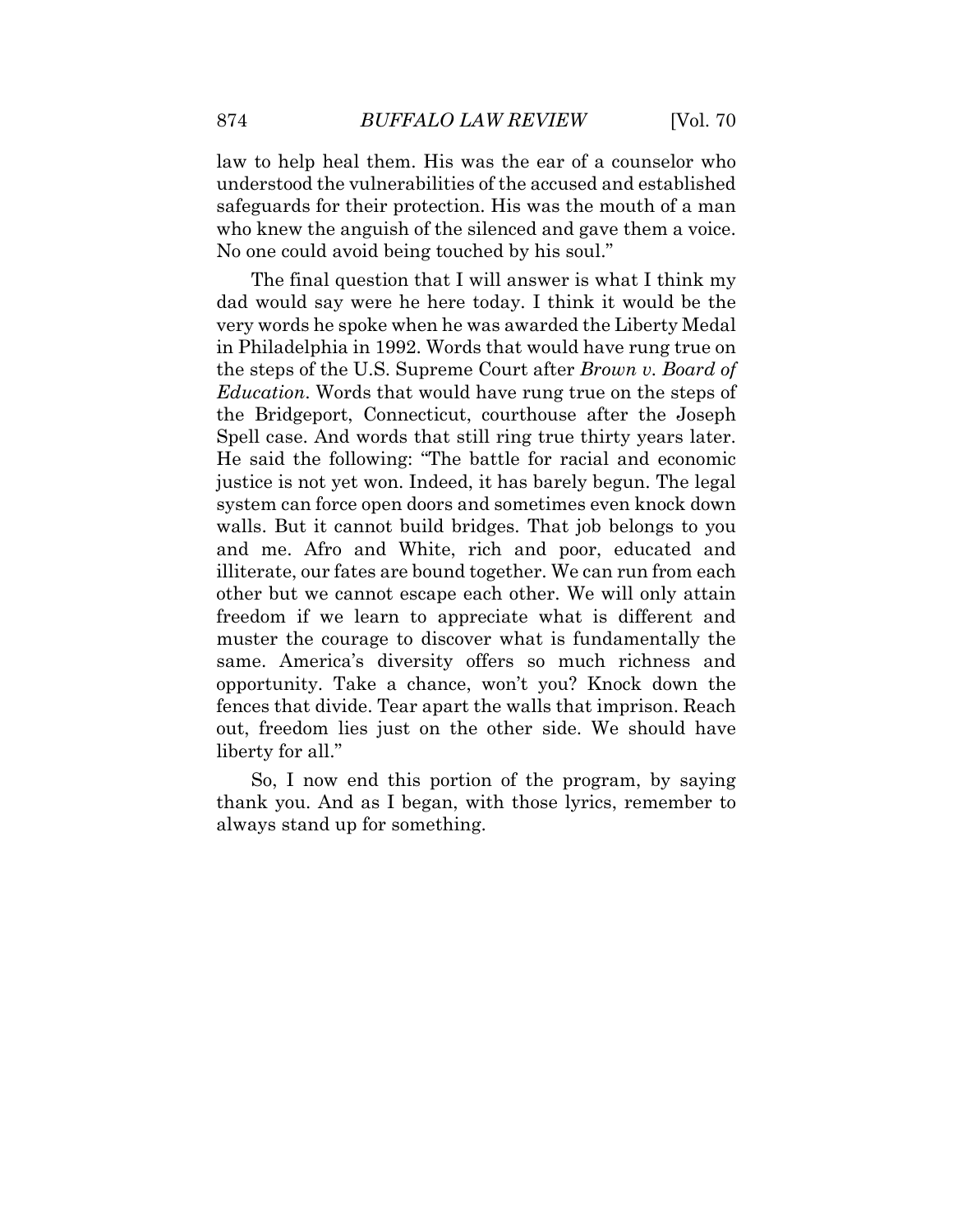law to help heal them. His was the ear of a counselor who understood the vulnerabilities of the accused and established safeguards for their protection. His was the mouth of a man who knew the anguish of the silenced and gave them a voice. No one could avoid being touched by his soul."

The final question that I will answer is what I think my dad would say were he here today. I think it would be the very words he spoke when he was awarded the Liberty Medal in Philadelphia in 1992. Words that would have rung true on the steps of the U.S. Supreme Court after *Brown v. Board of Education*. Words that would have rung true on the steps of the Bridgeport, Connecticut, courthouse after the Joseph Spell case. And words that still ring true thirty years later. He said the following: "The battle for racial and economic justice is not yet won. Indeed, it has barely begun. The legal system can force open doors and sometimes even knock down walls. But it cannot build bridges. That job belongs to you and me. Afro and White, rich and poor, educated and illiterate, our fates are bound together. We can run from each other but we cannot escape each other. We will only attain freedom if we learn to appreciate what is different and muster the courage to discover what is fundamentally the same. America's diversity offers so much richness and opportunity. Take a chance, won't you? Knock down the fences that divide. Tear apart the walls that imprison. Reach out, freedom lies just on the other side. We should have liberty for all."

So, I now end this portion of the program, by saying thank you. And as I began, with those lyrics, remember to always stand up for something.